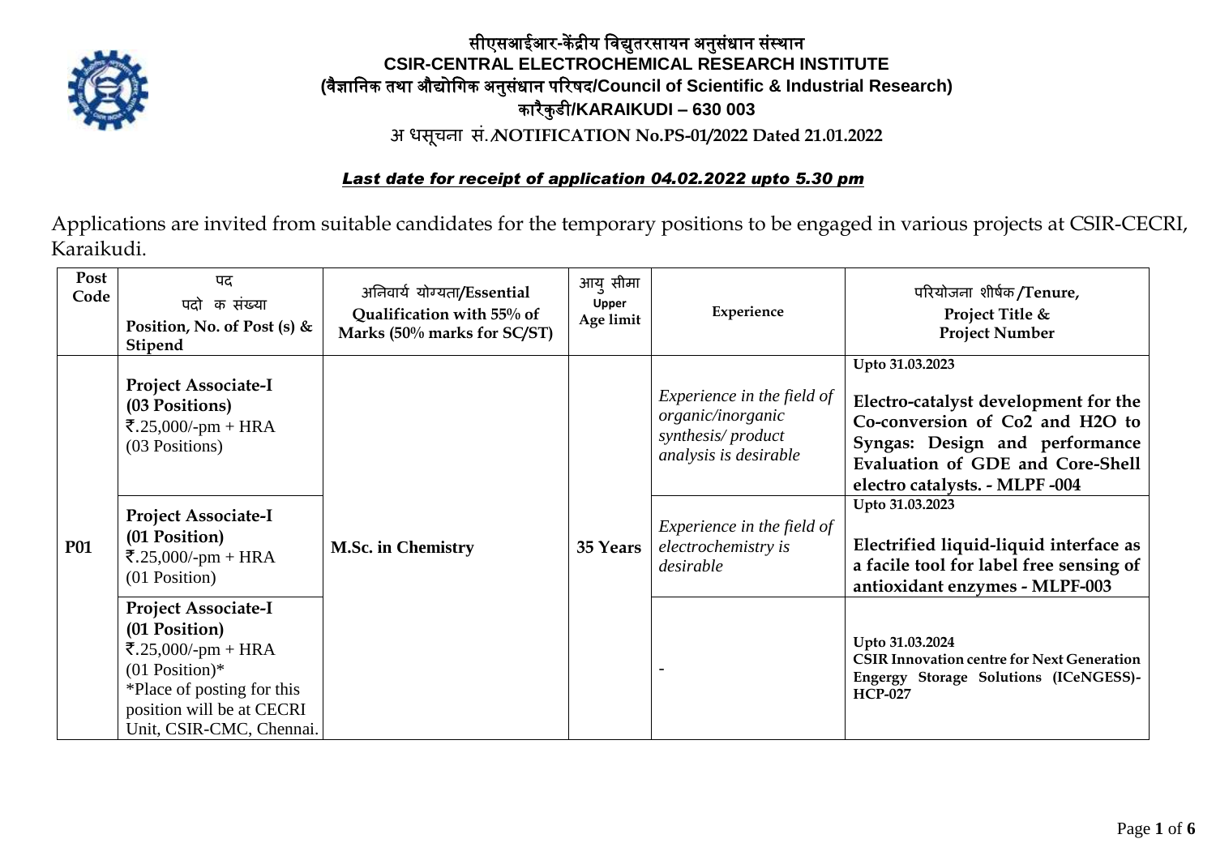# सीएसआईआर-केंद्रीय विद्युतरसायन अनुसंधान संस्थान
# CSIR-CENTRAL ELECTROCHEMICAL RESEARCH INSTITUTE
## (वैज्ञानिक तथा औद्योगिक अनुसंधान परिषद/Council of Scientific & Industrial Research)
## कारैकुडी/KARAIKUDI – 630 003
### अ धसूचना सं./NOTIFICATION No.PS-01/2022 Dated 21.01.2022

***Last date for receipt of application 04.02.2022 upto 5.30 pm***

Applications are invited from suitable candidates for the temporary positions to be engaged in various projects at CSIR-CECRI, Karaikudi.

| Post Code | पद पदो क संख्या Position, No. of Post (s) & Stipend | अनिवार्य योग्यता/Essential Qualification with 55% of Marks (50% marks for SC/ST) | आयु सीमा Upper Age limit | Experience | परियोजना शीर्षक/Tenure, Project Title & Project Number |
|---|---|---|---|---|---|
| **P01** | **Project Associate-I (03 Positions)** ₹.25,000/-pm + HRA (03 Positions) | **M.Sc. in Chemistry** | **35 Years** | *Experience in the field of organic/inorganic synthesis/ product analysis is desirable* | **Upto 31.03.2023** **Electro-catalyst development for the Co-conversion of Co2 and H2O to Syngas: Design and performance Evaluation of GDE and Core-Shell electro catalysts. - MLPF -004** |
| | **Project Associate-I (01 Position)** ₹.25,000/-pm + HRA (01 Position) | | | *Experience in the field of electrochemistry is desirable* | **Upto 31.03.2023** **Electrified liquid-liquid interface as a facile tool for label free sensing of antioxidant enzymes - MLPF-003** |
| | **Project Associate-I (01 Position)** ₹.25,000/-pm + HRA (01 Position)* *Place of posting for this position will be at CECRI Unit, CSIR-CMC, Chennai. | | | - | **Upto 31.03.2024** **CSIR Innovation centre for Next Generation Engergy Storage Solutions (ICeNGESS)-HCP-027** |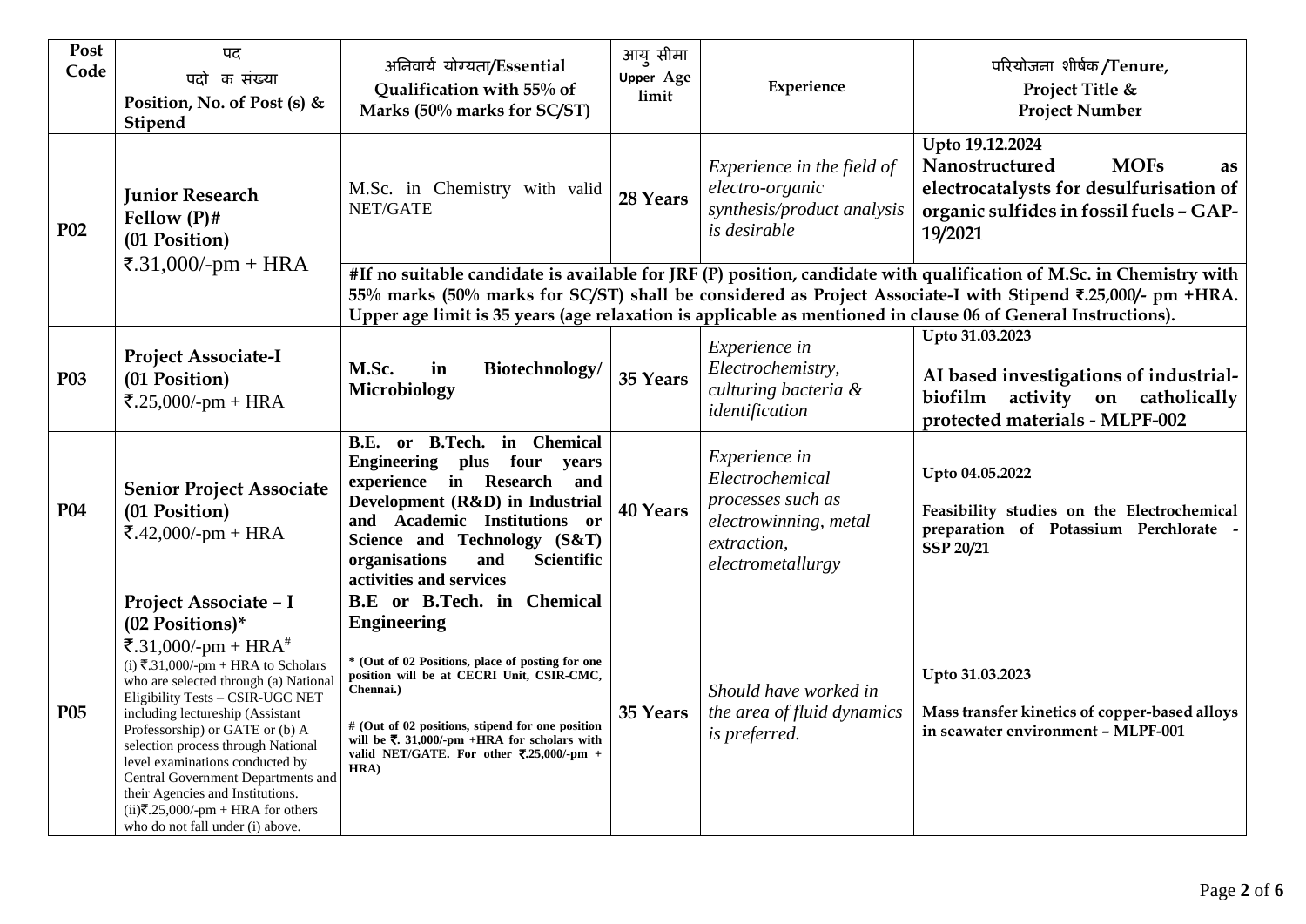| Post Code | पद<br>पदो क संख्या<br>**Position, No. of Post (s) & Stipend** | अनिवार्य योग्यता/**Essential Qualification with 55% of Marks (50% marks for SC/ST)** | आयु सीमा<br>**Upper Age limit** | **Experience** | परियोजना शीर्षक/**Tenure, Project Title & Project Number** |
|---|---|---|---|---|---|
| **P02** | **Junior Research Fellow (P)#**<br>**(01 Position)**<br>₹.31,000/-pm + HRA | M.Sc. in Chemistry with valid NET/GATE | **28 Years** | *Experience in the field of electro-organic synthesis/product analysis is desirable* | **Upto 19.12.2024**<br>**Nanostructured MOFs as electrocatalysts for desulfurisation of organic sulfides in fossil fuels – GAP-19/2021** |
| | | **#If no suitable candidate is available for JRF (P) position, candidate with qualification of M.Sc. in Chemistry with 55% marks (50% marks for SC/ST) shall be considered as Project Associate-I with Stipend ₹.25,000/- pm +HRA. Upper age limit is 35 years (age relaxation is applicable as mentioned in clause 06 of General Instructions).** | | | |
| **P03** | **Project Associate-I**<br>**(01 Position)**<br>₹.25,000/-pm + HRA | **M.Sc. in Biotechnology/ Microbiology** | **35 Years** | *Experience in Electrochemistry, culturing bacteria & identification* | **Upto 31.03.2023**<br>**AI based investigations of industrial-biofilm activity on catholically protected materials - MLPF-002** |
| **P04** | **Senior Project Associate**<br>**(01 Position)**<br>₹.42,000/-pm + HRA | **B.E. or B.Tech. in Chemical Engineering plus four years experience in Research and Development (R&D) in Industrial and Academic Institutions or Science and Technology (S&T) organisations and Scientific activities and services** | **40 Years** | *Experience in Electrochemical processes such as electrowinning, metal extraction, electrometallurgy* | **Upto 04.05.2022**<br>**Feasibility studies on the Electrochemical preparation of Potassium Perchlorate - SSP 20/21** |
| **P05** | **Project Associate – I**<br>**(02 Positions)***<br>₹.31,000/-pm + HRA#<br>(i) ₹.31,000/-pm + HRA to Scholars who are selected through (a) National Eligibility Tests – CSIR-UGC NET including lectureship (Assistant Professorship) or GATE or (b) A selection process through National level examinations conducted by Central Government Departments and their Agencies and Institutions.<br>(ii)₹.25,000/-pm + HRA for others who do not fall under (i) above. | **B.E or B.Tech. in Chemical Engineering**<br>**\* (Out of 02 Positions, place of posting for one position will be at CECRI Unit, CSIR-CMC, Chennai.)**<br>**# (Out of 02 positions, stipend for one position will be ₹. 31,000/-pm +HRA for scholars with valid NET/GATE. For other ₹.25,000/-pm + HRA)** | **35 Years** | *Should have worked in the area of fluid dynamics is preferred.* | **Upto 31.03.2023**<br>**Mass transfer kinetics of copper-based alloys in seawater environment – MLPF-001** |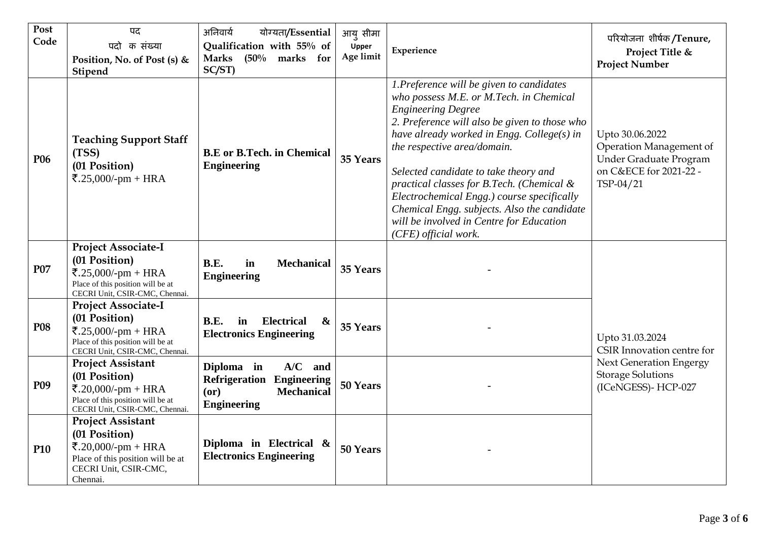| Post Code | पद<br>पदो क संख्या<br>**Position, No. of Post (s) & Stipend** | अनिवार्य योग्यता/**Essential Qualification with 55% of Marks (50% marks for SC/ST)** | आयु सीमा<br>**Upper Age limit** | **Experience** | परियोजना शीर्षक/**Tenure, Project Title & Project Number** |
|---|---|---|---|---|---|
| **P06** | **Teaching Support Staff (TSS)**<br>**(01 Position)**<br>₹.25,000/-pm + HRA | **B.E or B.Tech. in Chemical Engineering** | **35 Years** | *1.Preference will be given to candidates who possess M.E. or M.Tech. in Chemical Engineering Degree*<br>*2. Preference will also be given to those who have already worked in Engg. College(s) in the respective area/domain.*<br><br>*Selected candidate to take theory and practical classes for B.Tech. (Chemical & Electrochemical Engg.) course specifically Chemical Engg. subjects. Also the candidate will be involved in Centre for Education (CFE) official work.* | Upto 30.06.2022<br>Operation Management of Under Graduate Program on C&ECE for 2021-22 - TSP-04/21 |
| **P07** | **Project Associate-I**<br>**(01 Position)**<br>₹.25,000/-pm + HRA<br>Place of this position will be at CECRI Unit, CSIR-CMC, Chennai. | **B.E. in Mechanical Engineering** | **35 Years** | - | Upto 31.03.2024<br>CSIR Innovation centre for Next Generation Engergy Storage Solutions (ICeNGESS)- HCP-027 |
| **P08** | **Project Associate-I**<br>**(01 Position)**<br>₹.25,000/-pm + HRA<br>Place of this position will be at CECRI Unit, CSIR-CMC, Chennai. | **B.E. in Electrical & Electronics Engineering** | **35 Years** | - | |
| **P09** | **Project Assistant**<br>**(01 Position)**<br>₹.20,000/-pm + HRA<br>Place of this position will be at CECRI Unit, CSIR-CMC, Chennai. | **Diploma in A/C and Refrigeration Engineering (or) Mechanical Engineering** | **50 Years** | - | |
| **P10** | **Project Assistant**<br>**(01 Position)**<br>₹.20,000/-pm + HRA<br>Place of this position will be at CECRI Unit, CSIR-CMC, Chennai. | **Diploma in Electrical & Electronics Engineering** | **50 Years** | - | |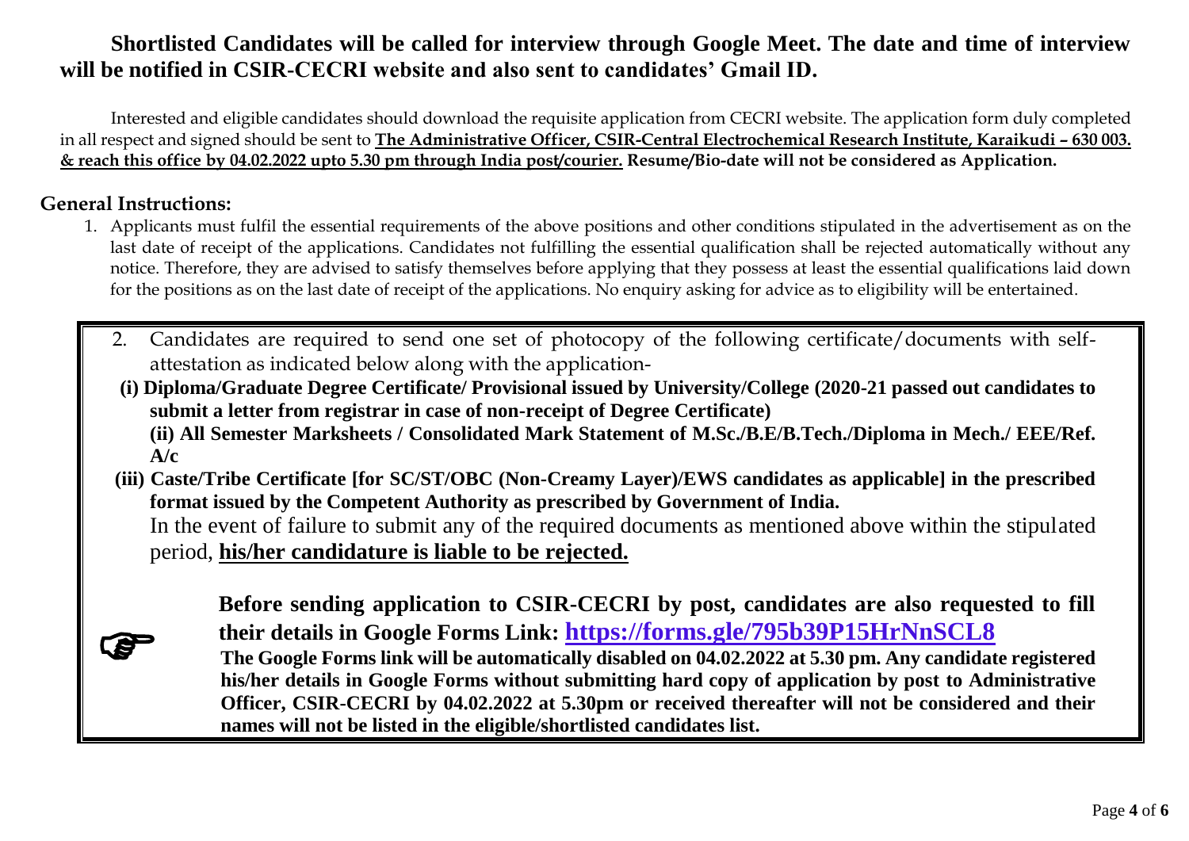**Shortlisted Candidates will be called for interview through Google Meet. The date and time of interview will be notified in CSIR-CECRI website and also sent to candidates' Gmail ID.**

Interested and eligible candidates should download the requisite application from CECRI website. The application form duly completed in all respect and signed should be sent to **The Administrative Officer, CSIR-Central Electrochemical Research Institute, Karaikudi – 630 003. & reach this office by 04.02.2022 upto 5.30 pm through India post/courier.** **Resume/Bio-date will not be considered as Application.**

**General Instructions:**

1. Applicants must fulfil the essential requirements of the above positions and other conditions stipulated in the advertisement as on the last date of receipt of the applications. Candidates not fulfilling the essential qualification shall be rejected automatically without any notice. Therefore, they are advised to satisfy themselves before applying that they possess at least the essential qualifications laid down for the positions as on the last date of receipt of the applications. No enquiry asking for advice as to eligibility will be entertained.

2. Candidates are required to send one set of photocopy of the following certificate/documents with self-attestation as indicated below along with the application-

   **(i) Diploma/Graduate Degree Certificate/ Provisional issued by University/College (2020-21 passed out candidates to submit a letter from registrar in case of non-receipt of Degree Certificate)**

   **(ii) All Semester Marksheets / Consolidated Mark Statement of M.Sc./B.E/B.Tech./Diploma in Mech./ EEE/Ref. A/c**

   **(iii) Caste/Tribe Certificate [for SC/ST/OBC (Non-Creamy Layer)/EWS candidates as applicable] in the prescribed format issued by the Competent Authority as prescribed by Government of India.**

   In the event of failure to submit any of the required documents as mentioned above within the stipulated period, **his/her candidature is liable to be rejected.**

☞ **Before sending application to CSIR-CECRI by post, candidates are also requested to fill their details in Google Forms Link: https://forms.gle/795b39P15HrNnSCL8**

**The Google Forms link will be automatically disabled on 04.02.2022 at 5.30 pm. Any candidate registered his/her details in Google Forms without submitting hard copy of application by post to Administrative Officer, CSIR-CECRI by 04.02.2022 at 5.30pm or received thereafter will not be considered and their names will not be listed in the eligible/shortlisted candidates list.**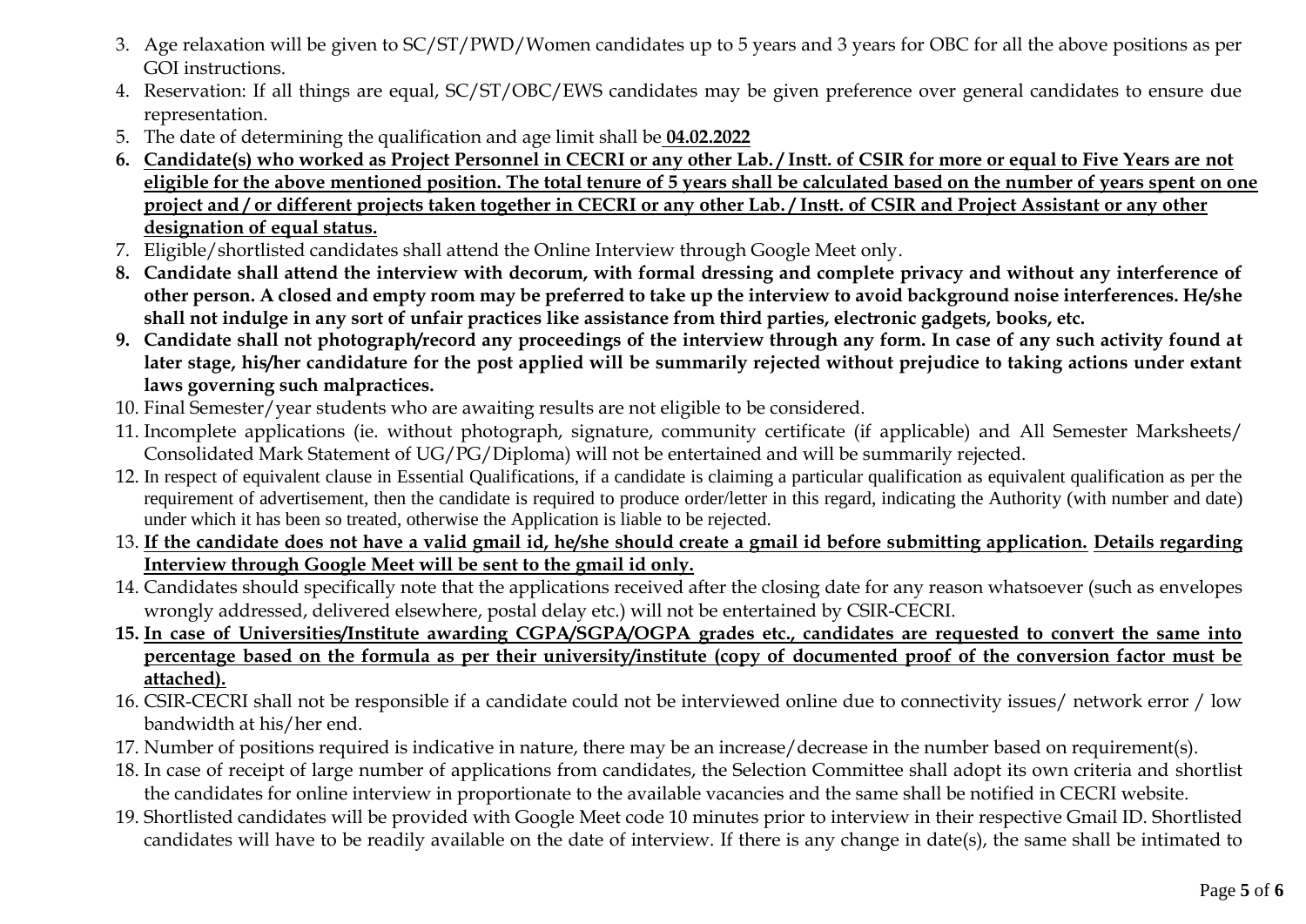3. Age relaxation will be given to SC/ST/PWD/Women candidates up to 5 years and 3 years for OBC for all the above positions as per GOI instructions.
4. Reservation: If all things are equal, SC/ST/OBC/EWS candidates may be given preference over general candidates to ensure due representation.
5. The date of determining the qualification and age limit shall be **04.02.2022**
6. **Candidate(s) who worked as Project Personnel in CECRI or any other Lab. / Instt. of CSIR for more or equal to Five Years are not eligible for the above mentioned position. The total tenure of 5 years shall be calculated based on the number of years spent on one project and / or different projects taken together in CECRI or any other Lab. / Instt. of CSIR and Project Assistant or any other designation of equal status.**
7. Eligible/shortlisted candidates shall attend the Online Interview through Google Meet only.
8. **Candidate shall attend the interview with decorum, with formal dressing and complete privacy and without any interference of other person. A closed and empty room may be preferred to take up the interview to avoid background noise interferences. He/she shall not indulge in any sort of unfair practices like assistance from third parties, electronic gadgets, books, etc.**
9. **Candidate shall not photograph/record any proceedings of the interview through any form. In case of any such activity found at later stage, his/her candidature for the post applied will be summarily rejected without prejudice to taking actions under extant laws governing such malpractices.**
10. Final Semester/year students who are awaiting results are not eligible to be considered.
11. Incomplete applications (ie. without photograph, signature, community certificate (if applicable) and All Semester Marksheets/ Consolidated Mark Statement of UG/PG/Diploma) will not be entertained and will be summarily rejected.
12. In respect of equivalent clause in Essential Qualifications, if a candidate is claiming a particular qualification as equivalent qualification as per the requirement of advertisement, then the candidate is required to produce order/letter in this regard, indicating the Authority (with number and date) under which it has been so treated, otherwise the Application is liable to be rejected.
13. **If the candidate does not have a valid gmail id, he/she should create a gmail id before submitting application. Details regarding Interview through Google Meet will be sent to the gmail id only.**
14. Candidates should specifically note that the applications received after the closing date for any reason whatsoever (such as envelopes wrongly addressed, delivered elsewhere, postal delay etc.) will not be entertained by CSIR-CECRI.
15. **In case of Universities/Institute awarding CGPA/SGPA/OGPA grades etc., candidates are requested to convert the same into percentage based on the formula as per their university/institute (copy of documented proof of the conversion factor must be attached).**
16. CSIR-CECRI shall not be responsible if a candidate could not be interviewed online due to connectivity issues/ network error / low bandwidth at his/her end.
17. Number of positions required is indicative in nature, there may be an increase/decrease in the number based on requirement(s).
18. In case of receipt of large number of applications from candidates, the Selection Committee shall adopt its own criteria and shortlist the candidates for online interview in proportionate to the available vacancies and the same shall be notified in CECRI website.
19. Shortlisted candidates will be provided with Google Meet code 10 minutes prior to interview in their respective Gmail ID. Shortlisted candidates will have to be readily available on the date of interview. If there is any change in date(s), the same shall be intimated to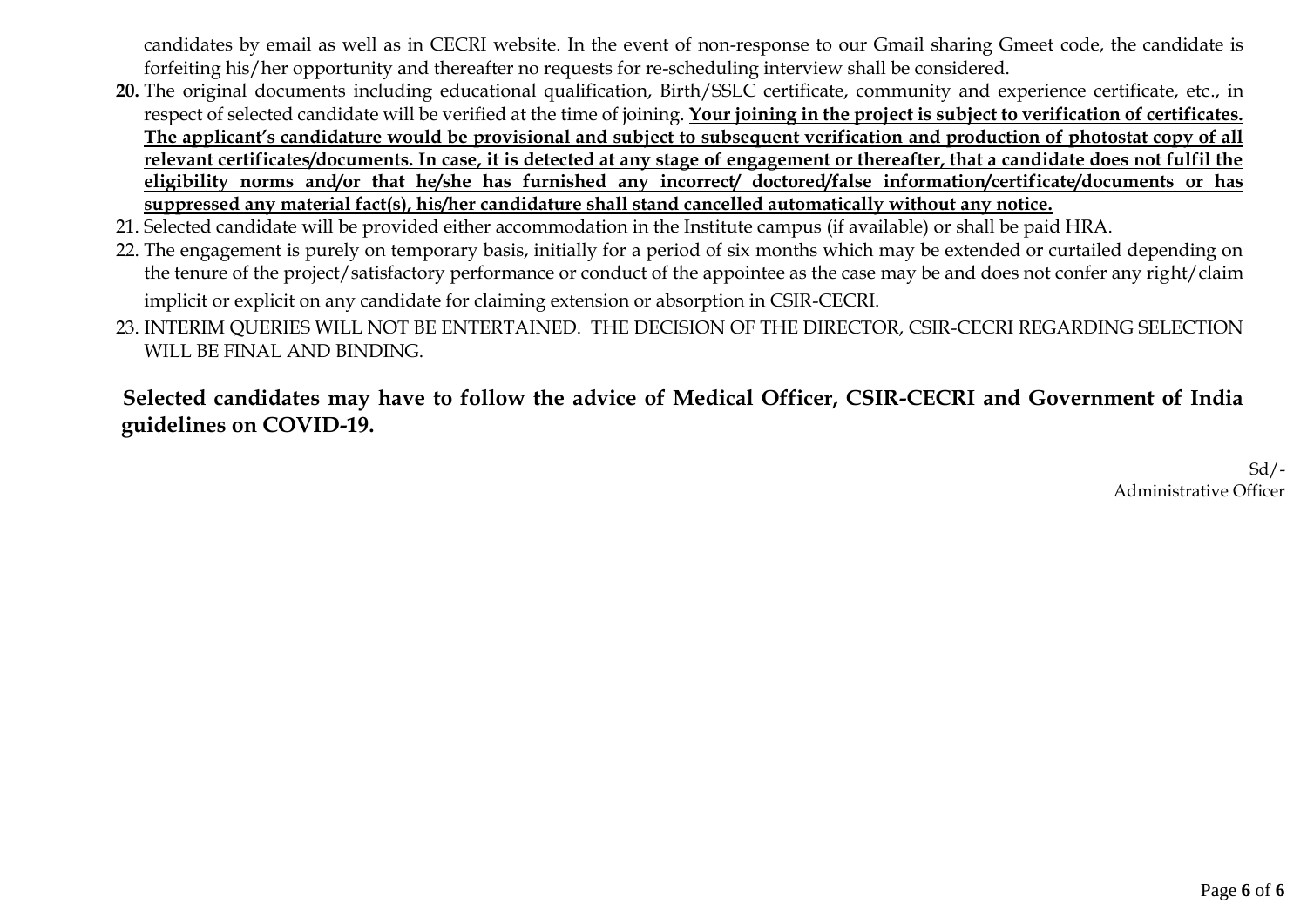candidates by email as well as in CECRI website. In the event of non-response to our Gmail sharing Gmeet code, the candidate is forfeiting his/her opportunity and thereafter no requests for re-scheduling interview shall be considered.

**20.** The original documents including educational qualification, Birth/SSLC certificate, community and experience certificate, etc., in respect of selected candidate will be verified at the time of joining. **Your joining in the project is subject to verification of certificates. The applicant's candidature would be provisional and subject to subsequent verification and production of photostat copy of all relevant certificates/documents. In case, it is detected at any stage of engagement or thereafter, that a candidate does not fulfil the eligibility norms and/or that he/she has furnished any incorrect/ doctored/false information/certificate/documents or has suppressed any material fact(s), his/her candidature shall stand cancelled automatically without any notice.**

21. Selected candidate will be provided either accommodation in the Institute campus (if available) or shall be paid HRA.

22. The engagement is purely on temporary basis, initially for a period of six months which may be extended or curtailed depending on the tenure of the project/satisfactory performance or conduct of the appointee as the case may be and does not confer any right/claim implicit or explicit on any candidate for claiming extension or absorption in CSIR-CECRI.

23. INTERIM QUERIES WILL NOT BE ENTERTAINED. THE DECISION OF THE DIRECTOR, CSIR-CECRI REGARDING SELECTION WILL BE FINAL AND BINDING.

**Selected candidates may have to follow the advice of Medical Officer, CSIR-CECRI and Government of India guidelines on COVID-19.**

Sd/-
Administrative Officer